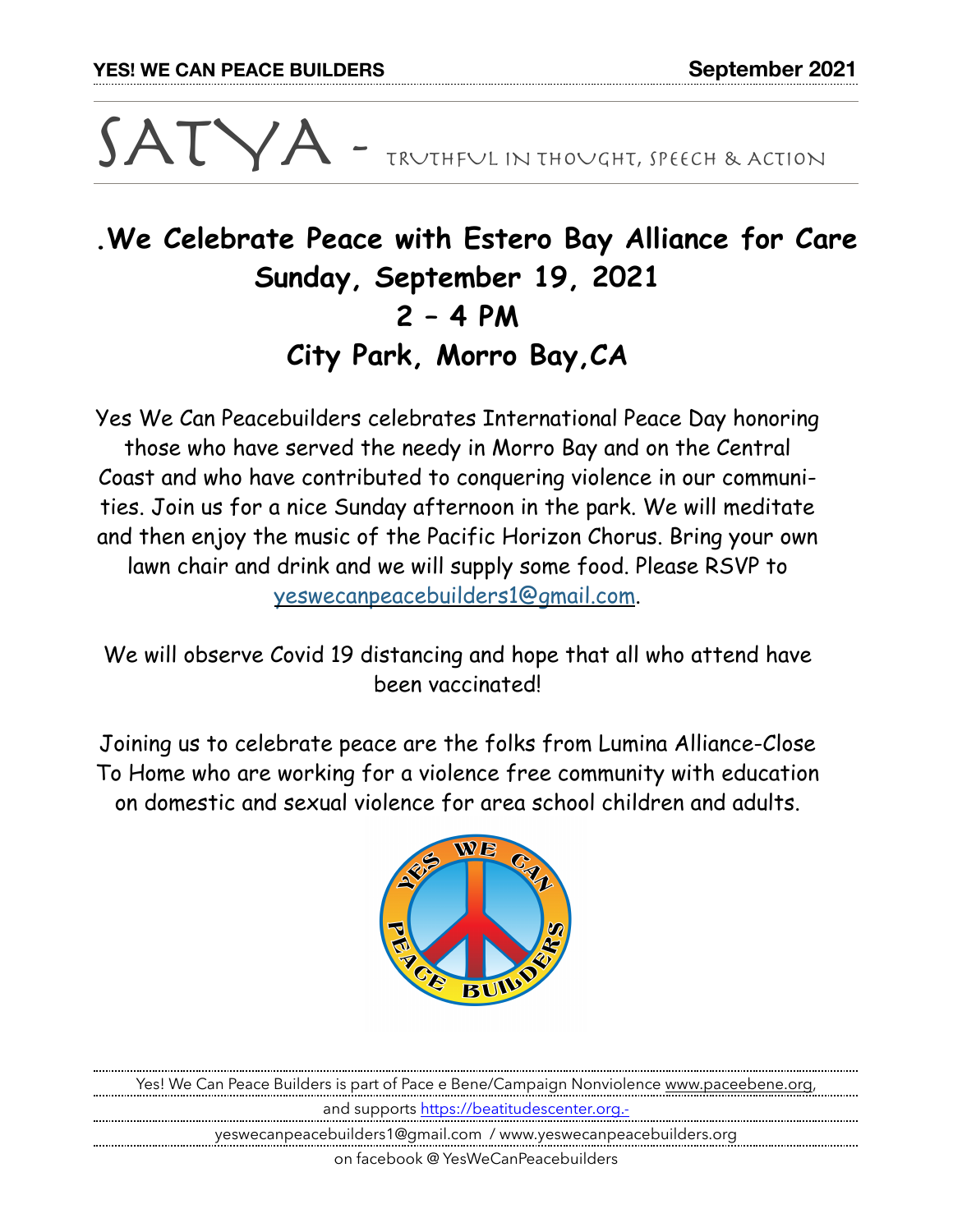# SATYA - Truthful in thought, speech & action

## .We Celebrate Peace with Estero Bay Alliance for Care
## Sunday, September 19, 2021
## 2 – 4 PM
## City Park, Morro Bay,CA

Yes We Can Peacebuilders celebrates International Peace Day honoring those who have served the needy in Morro Bay and on the Central Coast and who have contributed to conquering violence in our communities. Join us for a nice Sunday afternoon in the park. We will meditate and then enjoy the music of the Pacific Horizon Chorus. Bring your own lawn chair and drink and we will supply some food. Please RSVP to yeswecanpeacebuilders1@gmail.com.

We will observe Covid 19 distancing and hope that all who attend have been vaccinated!

Joining us to celebrate peace are the folks from Lumina Alliance-Close To Home who are working for a violence free community with education on domestic and sexual violence for area school children and adults.

Yes! We Can Peace Builders is part of Pace e Bene/Campaign Nonviolence www.paceebene.org, and supports https://beatitudescenter.org.-

yeswecanpeacebuilders1@gmail.com / www.yeswecanpeacebuilders.org

on facebook @ YesWeCanPeacebuilders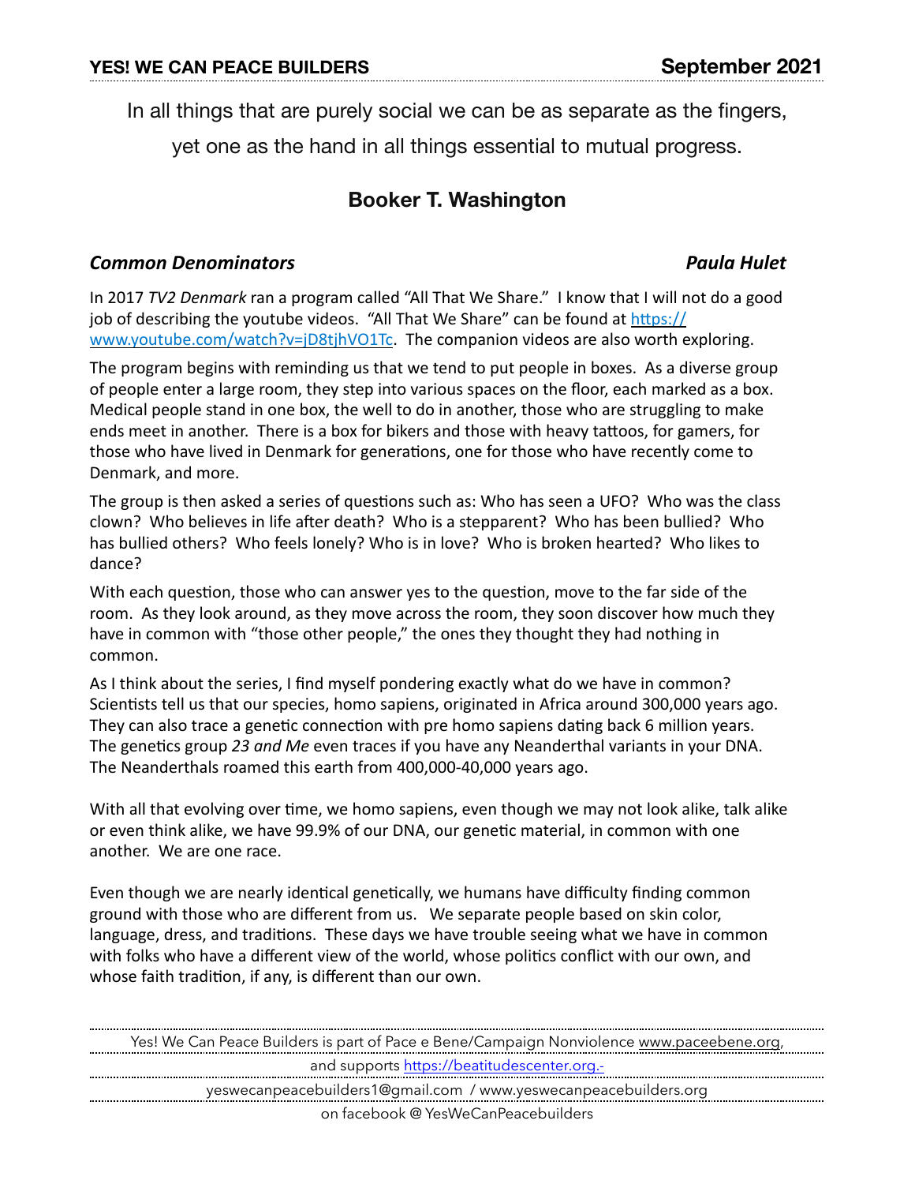In all things that are purely social we can be as separate as the fingers, yet one as the hand in all things essential to mutual progress.

**Booker T. Washington**

## ***Common Denominators*** — ***Paula Hulet***

In 2017 *TV2 Denmark* ran a program called "All That We Share." I know that I will not do a good job of describing the youtube videos. "All That We Share" can be found at [https://www.youtube.com/watch?v=jD8tjhVO1Tc](https://www.youtube.com/watch?v=jD8tjhVO1Tc). The companion videos are also worth exploring.

The program begins with reminding us that we tend to put people in boxes. As a diverse group of people enter a large room, they step into various spaces on the floor, each marked as a box. Medical people stand in one box, the well to do in another, those who are struggling to make ends meet in another. There is a box for bikers and those with heavy tattoos, for gamers, for those who have lived in Denmark for generations, one for those who have recently come to Denmark, and more.

The group is then asked a series of questions such as: Who has seen a UFO? Who was the class clown? Who believes in life after death? Who is a stepparent? Who has been bullied? Who has bullied others? Who feels lonely? Who is in love? Who is broken hearted? Who likes to dance?

With each question, those who can answer yes to the question, move to the far side of the room. As they look around, as they move across the room, they soon discover how much they have in common with "those other people," the ones they thought they had nothing in common.

As I think about the series, I find myself pondering exactly what do we have in common? Scientists tell us that our species, homo sapiens, originated in Africa around 300,000 years ago. They can also trace a genetic connection with pre homo sapiens dating back 6 million years. The genetics group *23 and Me* even traces if you have any Neanderthal variants in your DNA. The Neanderthals roamed this earth from 400,000-40,000 years ago.

With all that evolving over time, we homo sapiens, even though we may not look alike, talk alike or even think alike, we have 99.9% of our DNA, our genetic material, in common with one another. We are one race.

Even though we are nearly identical genetically, we humans have difficulty finding common ground with those who are different from us. We separate people based on skin color, language, dress, and traditions. These days we have trouble seeing what we have in common with folks who have a different view of the world, whose politics conflict with our own, and whose faith tradition, if any, is different than our own.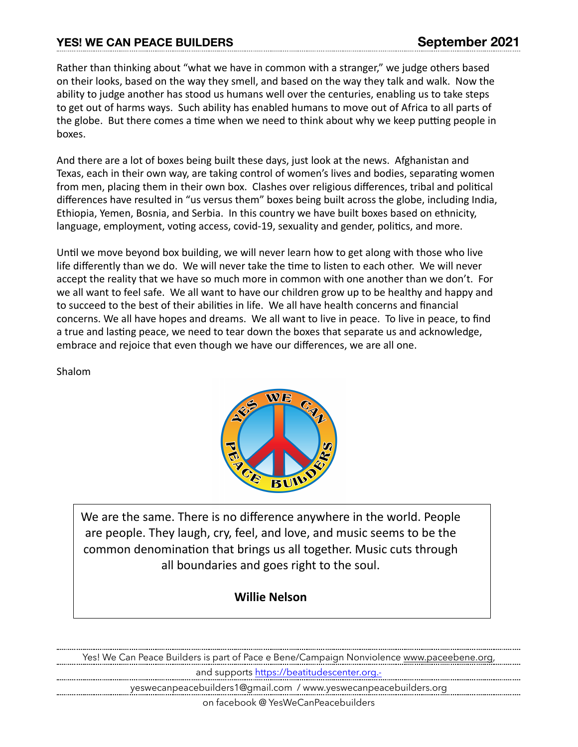Rather than thinking about "what we have in common with a stranger," we judge others based on their looks, based on the way they smell, and based on the way they talk and walk. Now the ability to judge another has stood us humans well over the centuries, enabling us to take steps to get out of harms ways. Such ability has enabled humans to move out of Africa to all parts of the globe. But there comes a time when we need to think about why we keep putting people in boxes.

And there are a lot of boxes being built these days, just look at the news. Afghanistan and Texas, each in their own way, are taking control of women's lives and bodies, separating women from men, placing them in their own box. Clashes over religious differences, tribal and political differences have resulted in "us versus them" boxes being built across the globe, including India, Ethiopia, Yemen, Bosnia, and Serbia. In this country we have built boxes based on ethnicity, language, employment, voting access, covid-19, sexuality and gender, politics, and more.

Until we move beyond box building, we will never learn how to get along with those who live life differently than we do. We will never take the time to listen to each other. We will never accept the reality that we have so much more in common with one another than we don't. For we all want to feel safe. We all want to have our children grow up to be healthy and happy and to succeed to the best of their abilities in life. We all have health concerns and financial concerns. We all have hopes and dreams. We all want to live in peace. To live in peace, to find a true and lasting peace, we need to tear down the boxes that separate us and acknowledge, embrace and rejoice that even though we have our differences, we are all one.

Shalom

> We are the same. There is no difference anywhere in the world. People are people. They laugh, cry, feel, and love, and music seems to be the common denomination that brings us all together. Music cuts through all boundaries and goes right to the soul.
>
> **Willie Nelson**

Yes! We Can Peace Builders is part of Pace e Bene/Campaign Nonviolence www.paceebene.org, and supports https://beatitudescenter.org.-

yeswecanpeacebuilders1@gmail.com / www.yeswecanpeacebuilders.org

on facebook @ YesWeCanPeacebuilders